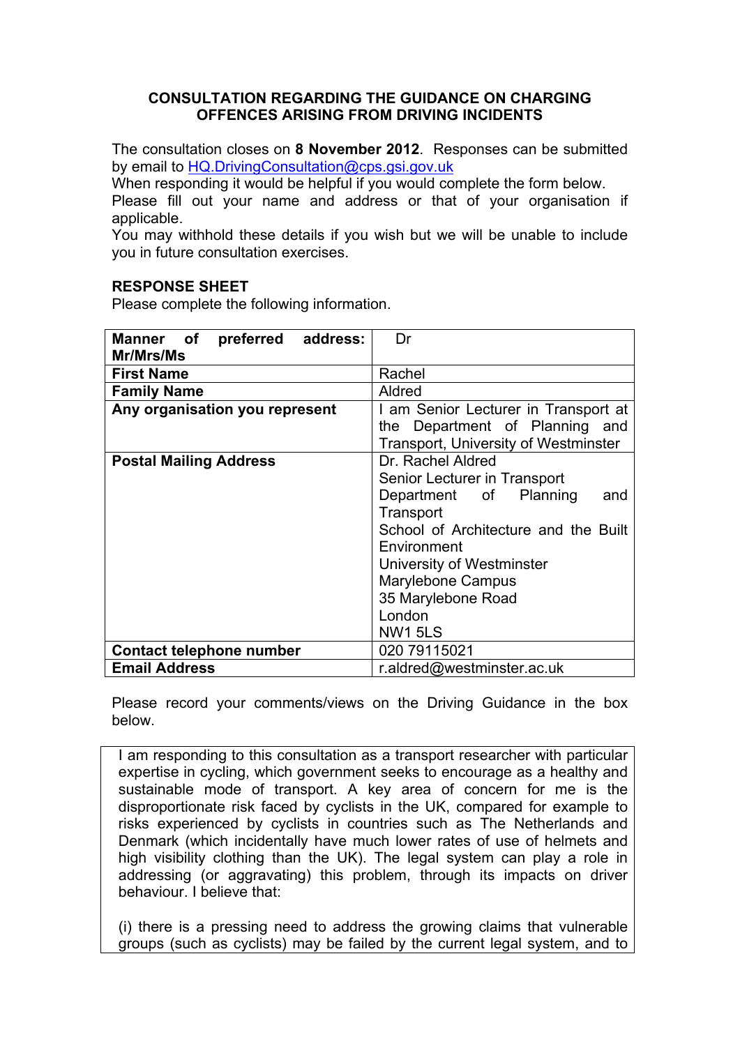**CONSULTATION REGARDING THE GUIDANCE ON CHARGING OFFENCES ARISING FROM DRIVING INCIDENTS**

The consultation closes on **8 November 2012**. Responses can be submitted by email to HQ.DrivingConsultation@cps.gsi.gov.uk

When responding it would be helpful if you would complete the form below.

Please fill out your name and address or that of your organisation if applicable.

You may withhold these details if you wish but we will be unable to include you in future consultation exercises.

**RESPONSE SHEET**

Please complete the following information.

| | |
|---|---|
| **Manner of preferred address: Mr/Mrs/Ms** | Dr |
| **First Name** | Rachel |
| **Family Name** | Aldred |
| **Any organisation you represent** | I am Senior Lecturer in Transport at the Department of Planning and Transport, University of Westminster |
| **Postal Mailing Address** | Dr. Rachel Aldred<br>Senior Lecturer in Transport<br>Department of Planning and Transport<br>School of Architecture and the Built Environment<br>University of Westminster<br>Marylebone Campus<br>35 Marylebone Road<br>London<br>NW1 5LS |
| **Contact telephone number** | 020 79115021 |
| **Email Address** | r.aldred@westminster.ac.uk |

Please record your comments/views on the Driving Guidance in the box below.

I am responding to this consultation as a transport researcher with particular expertise in cycling, which government seeks to encourage as a healthy and sustainable mode of transport. A key area of concern for me is the disproportionate risk faced by cyclists in the UK, compared for example to risks experienced by cyclists in countries such as The Netherlands and Denmark (which incidentally have much lower rates of use of helmets and high visibility clothing than the UK). The legal system can play a role in addressing (or aggravating) this problem, through its impacts on driver behaviour. I believe that:

(i) there is a pressing need to address the growing claims that vulnerable groups (such as cyclists) may be failed by the current legal system, and to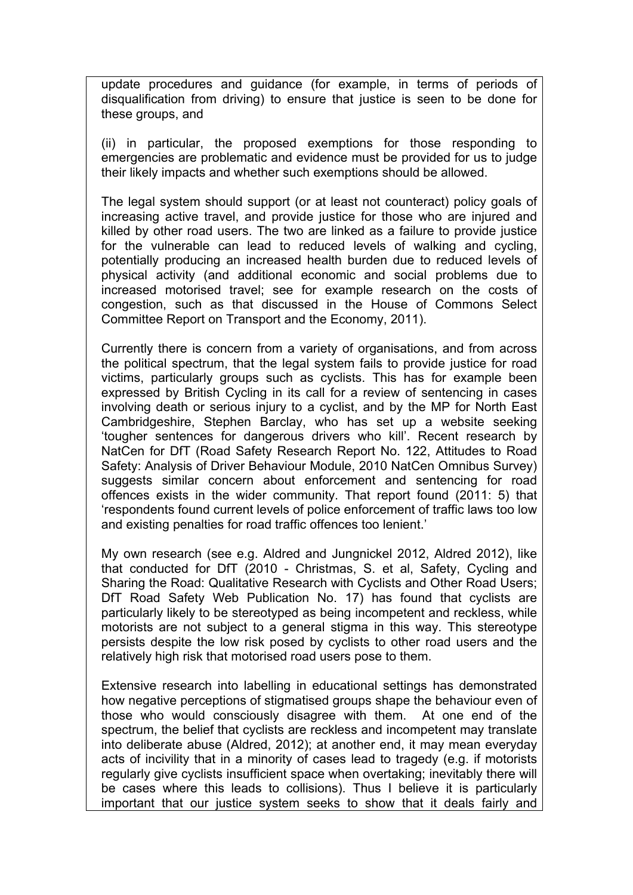update procedures and guidance (for example, in terms of periods of disqualification from driving) to ensure that justice is seen to be done for these groups, and

(ii) in particular, the proposed exemptions for those responding to emergencies are problematic and evidence must be provided for us to judge their likely impacts and whether such exemptions should be allowed.

The legal system should support (or at least not counteract) policy goals of increasing active travel, and provide justice for those who are injured and killed by other road users. The two are linked as a failure to provide justice for the vulnerable can lead to reduced levels of walking and cycling, potentially producing an increased health burden due to reduced levels of physical activity (and additional economic and social problems due to increased motorised travel; see for example research on the costs of congestion, such as that discussed in the House of Commons Select Committee Report on Transport and the Economy, 2011).

Currently there is concern from a variety of organisations, and from across the political spectrum, that the legal system fails to provide justice for road victims, particularly groups such as cyclists. This has for example been expressed by British Cycling in its call for a review of sentencing in cases involving death or serious injury to a cyclist, and by the MP for North East Cambridgeshire, Stephen Barclay, who has set up a website seeking 'tougher sentences for dangerous drivers who kill'. Recent research by NatCen for DfT (Road Safety Research Report No. 122, Attitudes to Road Safety: Analysis of Driver Behaviour Module, 2010 NatCen Omnibus Survey) suggests similar concern about enforcement and sentencing for road offences exists in the wider community. That report found (2011: 5) that 'respondents found current levels of police enforcement of traffic laws too low and existing penalties for road traffic offences too lenient.'

My own research (see e.g. Aldred and Jungnickel 2012, Aldred 2012), like that conducted for DfT (2010 - Christmas, S. et al, Safety, Cycling and Sharing the Road: Qualitative Research with Cyclists and Other Road Users; DfT Road Safety Web Publication No. 17) has found that cyclists are particularly likely to be stereotyped as being incompetent and reckless, while motorists are not subject to a general stigma in this way. This stereotype persists despite the low risk posed by cyclists to other road users and the relatively high risk that motorised road users pose to them.

Extensive research into labelling in educational settings has demonstrated how negative perceptions of stigmatised groups shape the behaviour even of those who would consciously disagree with them. At one end of the spectrum, the belief that cyclists are reckless and incompetent may translate into deliberate abuse (Aldred, 2012); at another end, it may mean everyday acts of incivility that in a minority of cases lead to tragedy (e.g. if motorists regularly give cyclists insufficient space when overtaking; inevitably there will be cases where this leads to collisions). Thus I believe it is particularly important that our justice system seeks to show that it deals fairly and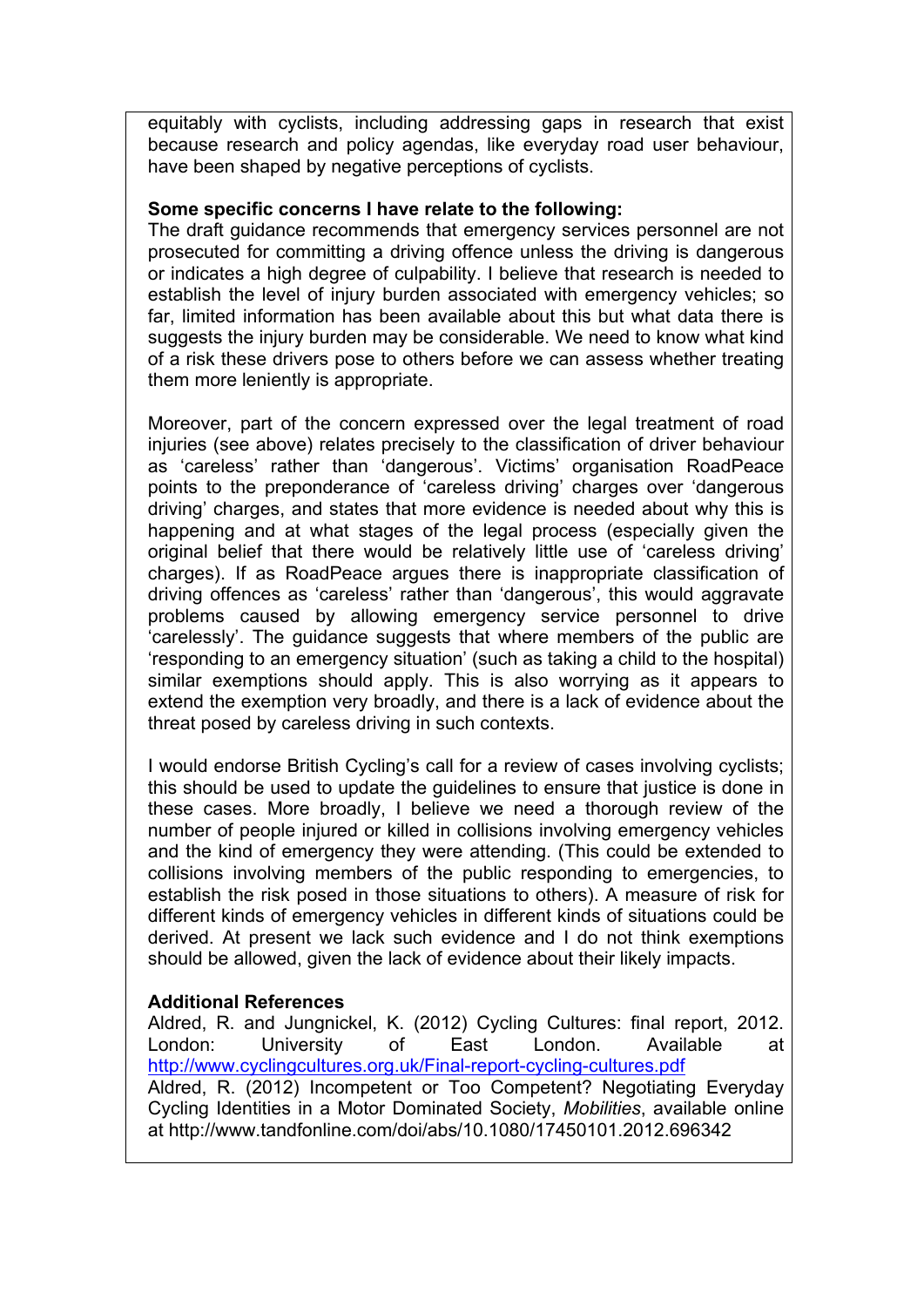equitably with cyclists, including addressing gaps in research that exist because research and policy agendas, like everyday road user behaviour, have been shaped by negative perceptions of cyclists.

**Some specific concerns I have relate to the following:**

The draft guidance recommends that emergency services personnel are not prosecuted for committing a driving offence unless the driving is dangerous or indicates a high degree of culpability. I believe that research is needed to establish the level of injury burden associated with emergency vehicles; so far, limited information has been available about this but what data there is suggests the injury burden may be considerable. We need to know what kind of a risk these drivers pose to others before we can assess whether treating them more leniently is appropriate.

Moreover, part of the concern expressed over the legal treatment of road injuries (see above) relates precisely to the classification of driver behaviour as 'careless' rather than 'dangerous'. Victims' organisation RoadPeace points to the preponderance of 'careless driving' charges over 'dangerous driving' charges, and states that more evidence is needed about why this is happening and at what stages of the legal process (especially given the original belief that there would be relatively little use of 'careless driving' charges). If as RoadPeace argues there is inappropriate classification of driving offences as 'careless' rather than 'dangerous', this would aggravate problems caused by allowing emergency service personnel to drive 'carelessly'. The guidance suggests that where members of the public are 'responding to an emergency situation' (such as taking a child to the hospital) similar exemptions should apply. This is also worrying as it appears to extend the exemption very broadly, and there is a lack of evidence about the threat posed by careless driving in such contexts.

I would endorse British Cycling's call for a review of cases involving cyclists; this should be used to update the guidelines to ensure that justice is done in these cases. More broadly, I believe we need a thorough review of the number of people injured or killed in collisions involving emergency vehicles and the kind of emergency they were attending. (This could be extended to collisions involving members of the public responding to emergencies, to establish the risk posed in those situations to others). A measure of risk for different kinds of emergency vehicles in different kinds of situations could be derived. At present we lack such evidence and I do not think exemptions should be allowed, given the lack of evidence about their likely impacts.

**Additional References**

Aldred, R. and Jungnickel, K. (2012) Cycling Cultures: final report, 2012. London: University of East London. Available at http://www.cyclingcultures.org.uk/Final-report-cycling-cultures.pdf

Aldred, R. (2012) Incompetent or Too Competent? Negotiating Everyday Cycling Identities in a Motor Dominated Society, *Mobilities*, available online at http://www.tandfonline.com/doi/abs/10.1080/17450101.2012.696342